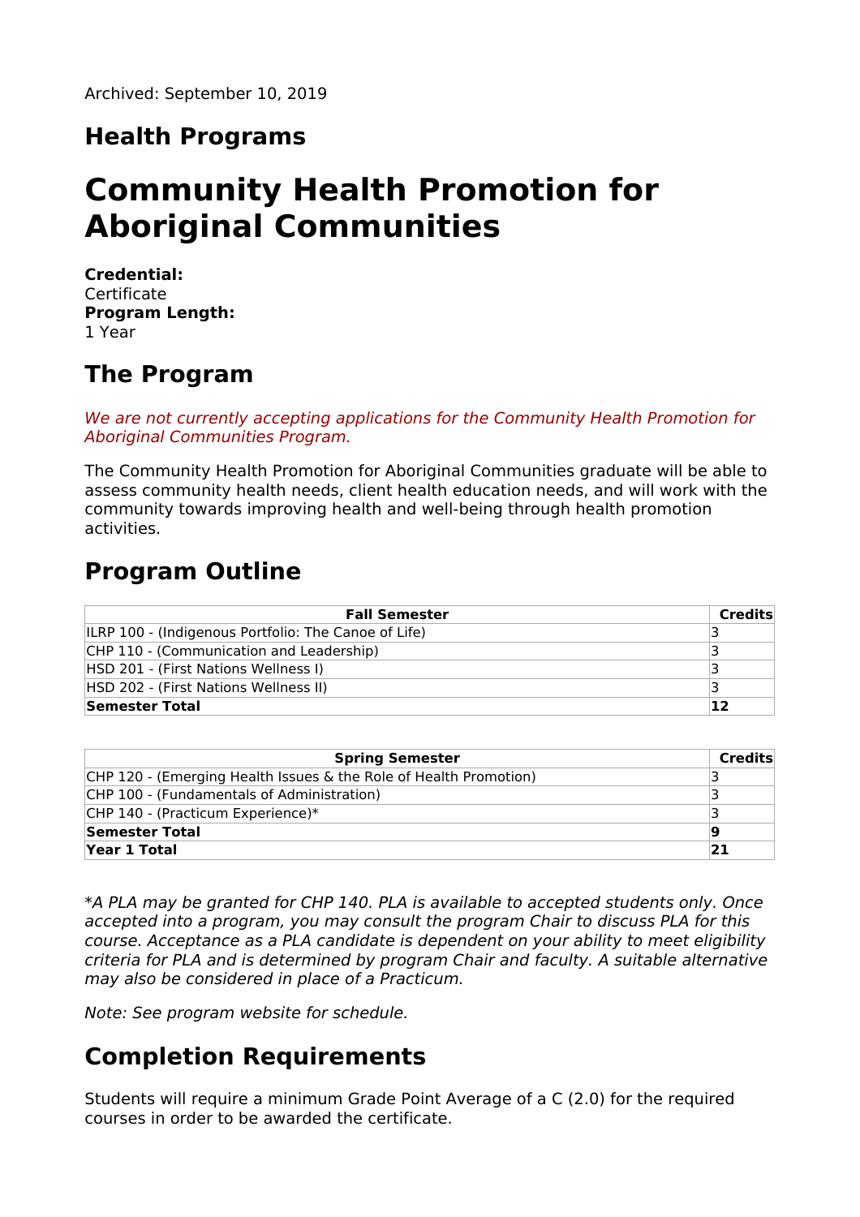Archived: September 10, 2019

## Health Programs

# Community Health Promotion for Aboriginal Communities

**Credential:**
Certificate
**Program Length:**
1 Year

## The Program

*We are not currently accepting applications for the Community Health Promotion for Aboriginal Communities Program.*

The Community Health Promotion for Aboriginal Communities graduate will be able to assess community health needs, client health education needs, and will work with the community towards improving health and well-being through health promotion activities.

## Program Outline

| Fall Semester | Credits |
|---|---|
| ILRP 100 - (Indigenous Portfolio: The Canoe of Life) | 3 |
| CHP 110 - (Communication and Leadership) | 3 |
| HSD 201 - (First Nations Wellness I) | 3 |
| HSD 202 - (First Nations Wellness II) | 3 |
| **Semester Total** | **12** |

| Spring Semester | Credits |
|---|---|
| CHP 120 - (Emerging Health Issues & the Role of Health Promotion) | 3 |
| CHP 100 - (Fundamentals of Administration) | 3 |
| CHP 140 - (Practicum Experience)* | 3 |
| **Semester Total** | **9** |
| **Year 1 Total** | **21** |

*\*A PLA may be granted for CHP 140. PLA is available to accepted students only. Once accepted into a program, you may consult the program Chair to discuss PLA for this course. Acceptance as a PLA candidate is dependent on your ability to meet eligibility criteria for PLA and is determined by program Chair and faculty. A suitable alternative may also be considered in place of a Practicum.*

*Note: See program website for schedule.*

## Completion Requirements

Students will require a minimum Grade Point Average of a C (2.0) for the required courses in order to be awarded the certificate.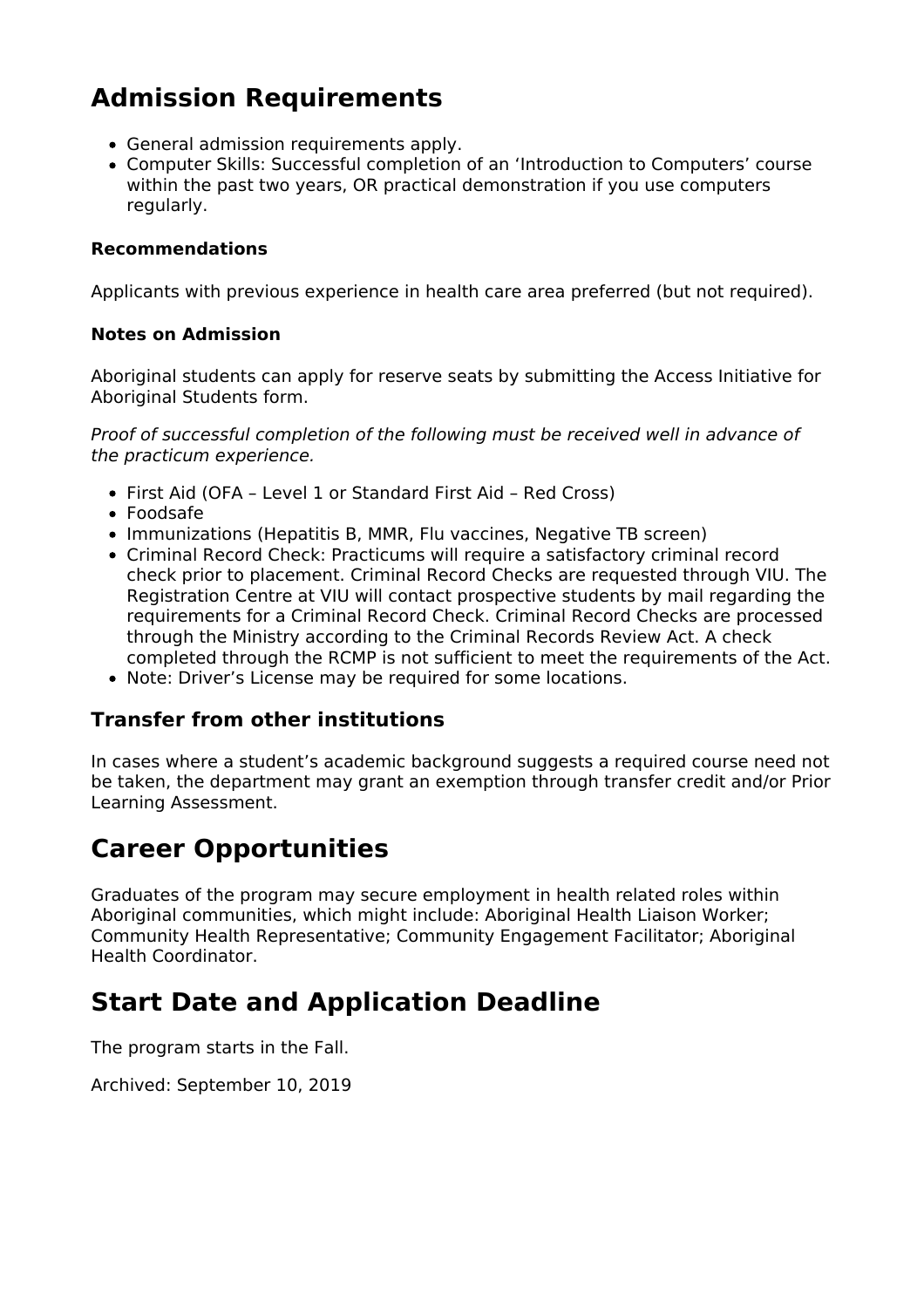## Admission Requirements

- General admission requirements apply.
- Computer Skills: Successful completion of an ‘Introduction to Computers’ course within the past two years, OR practical demonstration if you use computers regularly.

#### Recommendations

Applicants with previous experience in health care area preferred (but not required).

#### Notes on Admission

Aboriginal students can apply for reserve seats by submitting the Access Initiative for Aboriginal Students form.

*Proof of successful completion of the following must be received well in advance of the practicum experience.*

- First Aid (OFA – Level 1 or Standard First Aid – Red Cross)
- Foodsafe
- Immunizations (Hepatitis B, MMR, Flu vaccines, Negative TB screen)
- Criminal Record Check: Practicums will require a satisfactory criminal record check prior to placement. Criminal Record Checks are requested through VIU. The Registration Centre at VIU will contact prospective students by mail regarding the requirements for a Criminal Record Check. Criminal Record Checks are processed through the Ministry according to the Criminal Records Review Act. A check completed through the RCMP is not sufficient to meet the requirements of the Act.
- Note: Driver’s License may be required for some locations.

### Transfer from other institutions

In cases where a student’s academic background suggests a required course need not be taken, the department may grant an exemption through transfer credit and/or Prior Learning Assessment.

## Career Opportunities

Graduates of the program may secure employment in health related roles within Aboriginal communities, which might include: Aboriginal Health Liaison Worker; Community Health Representative; Community Engagement Facilitator; Aboriginal Health Coordinator.

## Start Date and Application Deadline

The program starts in the Fall.

Archived: September 10, 2019